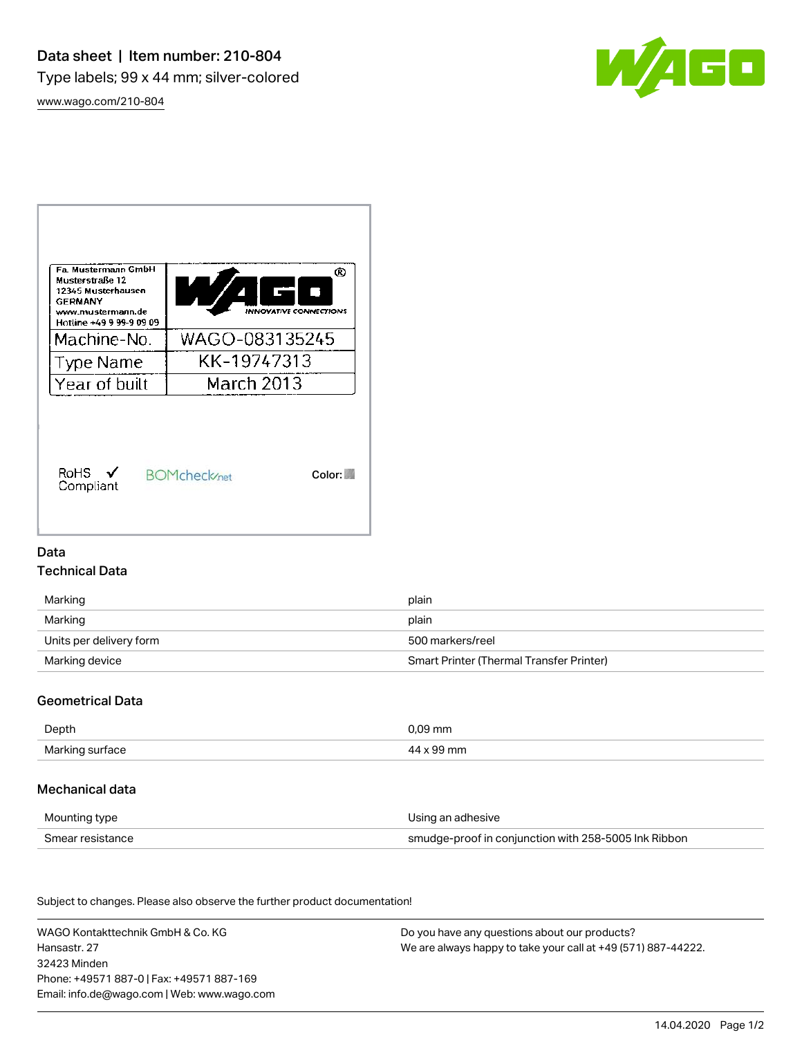# Data sheet | Item number: 210-804

Type labels; 99 x 44 mm; silver-colored

[www.wago.com/210-804](http://www.wago.com/210-804)

## Data

### Technical Data

| | |
|---|---|
| Marking | plain |
| Marking | plain |
| Units per delivery form | 500 markers/reel |
| Marking device | Smart Printer (Thermal Transfer Printer) |

### Geometrical Data

| | |
|---|---|
| Depth | 0,09 mm |
| Marking surface | 44 x 99 mm |

### Mechanical data

| | |
|---|---|
| Mounting type | Using an adhesive |
| Smear resistance | smudge-proof in conjunction with 258-5005 Ink Ribbon |

Subject to changes. Please also observe the further product documentation!

WAGO Kontakttechnik GmbH & Co. KG
Hansastr. 27
32423 Minden
Phone: +49571 887-0 | Fax: +49571 887-169
Email: info.de@wago.com | Web: www.wago.com

Do you have any questions about our products?
We are always happy to take your call at +49 (571) 887-44222.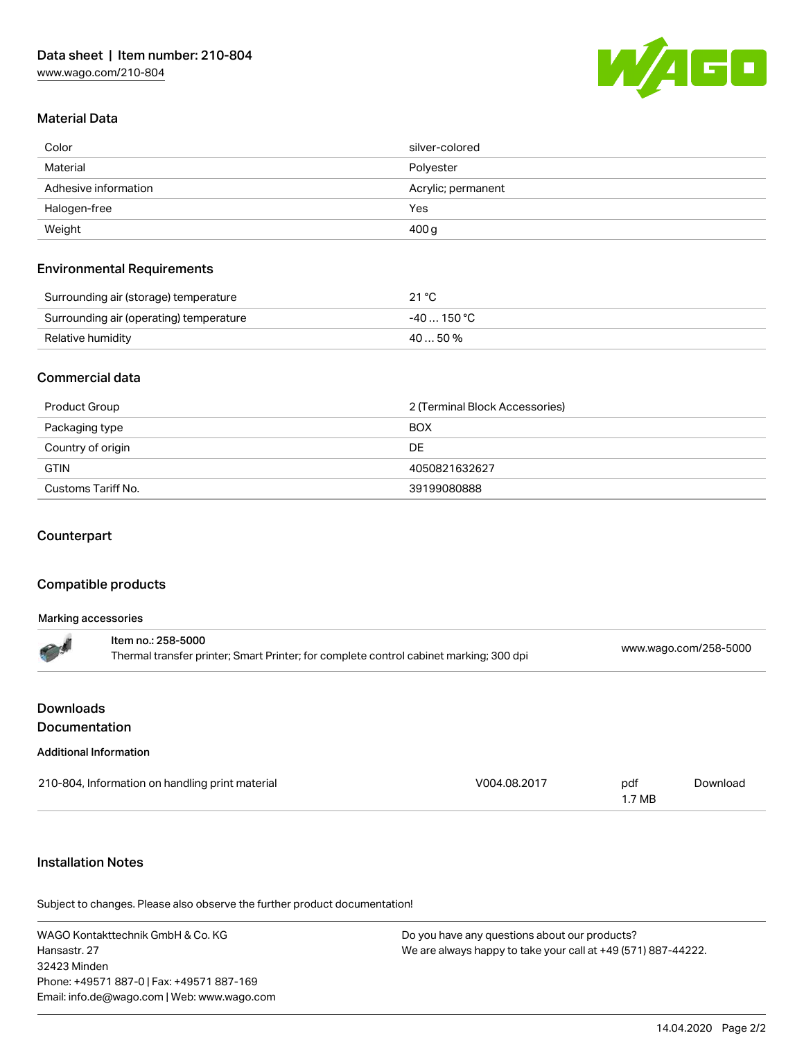## Material Data

| | |
|---|---|
| Color | silver-colored |
| Material | Polyester |
| Adhesive information | Acrylic; permanent |
| Halogen-free | Yes |
| Weight | 400 g |

## Environmental Requirements

| | |
|---|---|
| Surrounding air (storage) temperature | 21 °C |
| Surrounding air (operating) temperature | -40 … 150 °C |
| Relative humidity | 40 … 50 % |

## Commercial data

| | |
|---|---|
| Product Group | 2 (Terminal Block Accessories) |
| Packaging type | BOX |
| Country of origin | DE |
| GTIN | 4050821632627 |
| Customs Tariff No. | 39199080888 |

## Counterpart

## Compatible products

### Marking accessories

| | |
|---|---|
| **Item no.: 258-5000**<br>Thermal transfer printer; Smart Printer; for complete control cabinet marking; 300 dpi | www.wago.com/258-5000 |

## Downloads

## Documentation

### Additional Information

| | | | |
|---|---|---|---|
| 210-804, Information on handling print material | V004.08.2017 | pdf<br>1.7 MB | Download |

## Installation Notes

Subject to changes. Please also observe the further product documentation!

WAGO Kontakttechnik GmbH & Co. KG
Hansastr. 27
32423 Minden
Phone: +49571 887-0 | Fax: +49571 887-169
Email: info.de@wago.com | Web: www.wago.com

Do you have any questions about our products?
We are always happy to take your call at +49 (571) 887-44222.